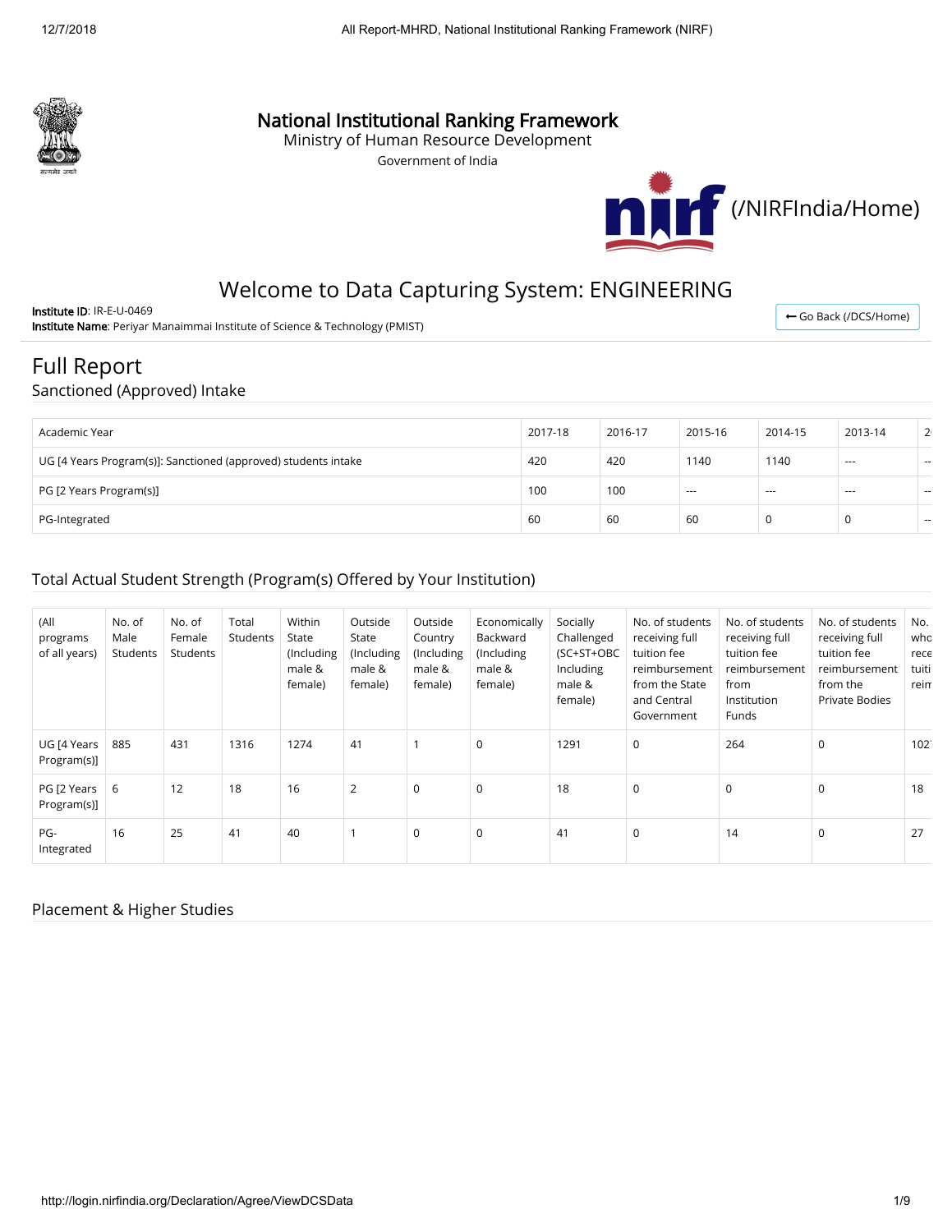# National Institutional Ranking Framework

Ministry of Human Resource Development

Government of India

(/NIRFIndia/Home)

## Welcome to Data Capturing System: ENGINEERING

**Institute ID**: IR-E-U-0469

**Institute Name**: Periyar Manaimmai Institute of Science & Technology (PMIST)

← Go Back (/DCS/Home)

## Full Report

### Sanctioned (Approved) Intake

| Academic Year | 2017-18 | 2016-17 | 2015-16 | 2014-15 | 2013-14 | 2 |
|---|---|---|---|---|---|---|
| UG [4 Years Program(s)]: Sanctioned (approved) students intake | 420 | 420 | 1140 | 1140 | --- | -- |
| PG [2 Years Program(s)] | 100 | 100 | --- | --- | --- | -- |
| PG-Integrated | 60 | 60 | 60 | 0 | 0 | -- |

### Total Actual Student Strength (Program(s) Offered by Your Institution)

| (All programs of all years) | No. of Male Students | No. of Female Students | Total Students | Within State (Including male & female) | Outside State (Including male & female) | Outside Country (Including male & female) | Economically Backward (Including male & female) | Socially Challenged (SC+ST+OBC Including male & female) | No. of students receiving full tuition fee reimbursement from the State and Central Government | No. of students receiving full tuition fee reimbursement from Institution Funds | No. of students receiving full tuition fee reimbursement from the Private Bodies | No. who rece tuiti reim |
|---|---|---|---|---|---|---|---|---|---|---|---|---|
| UG [4 Years Program(s)] | 885 | 431 | 1316 | 1274 | 41 | 1 | 0 | 1291 | 0 | 264 | 0 | 102 |
| PG [2 Years Program(s)] | 6 | 12 | 18 | 16 | 2 | 0 | 0 | 18 | 0 | 0 | 0 | 18 |
| PG-Integrated | 16 | 25 | 41 | 40 | 1 | 0 | 0 | 41 | 0 | 14 | 0 | 27 |

### Placement & Higher Studies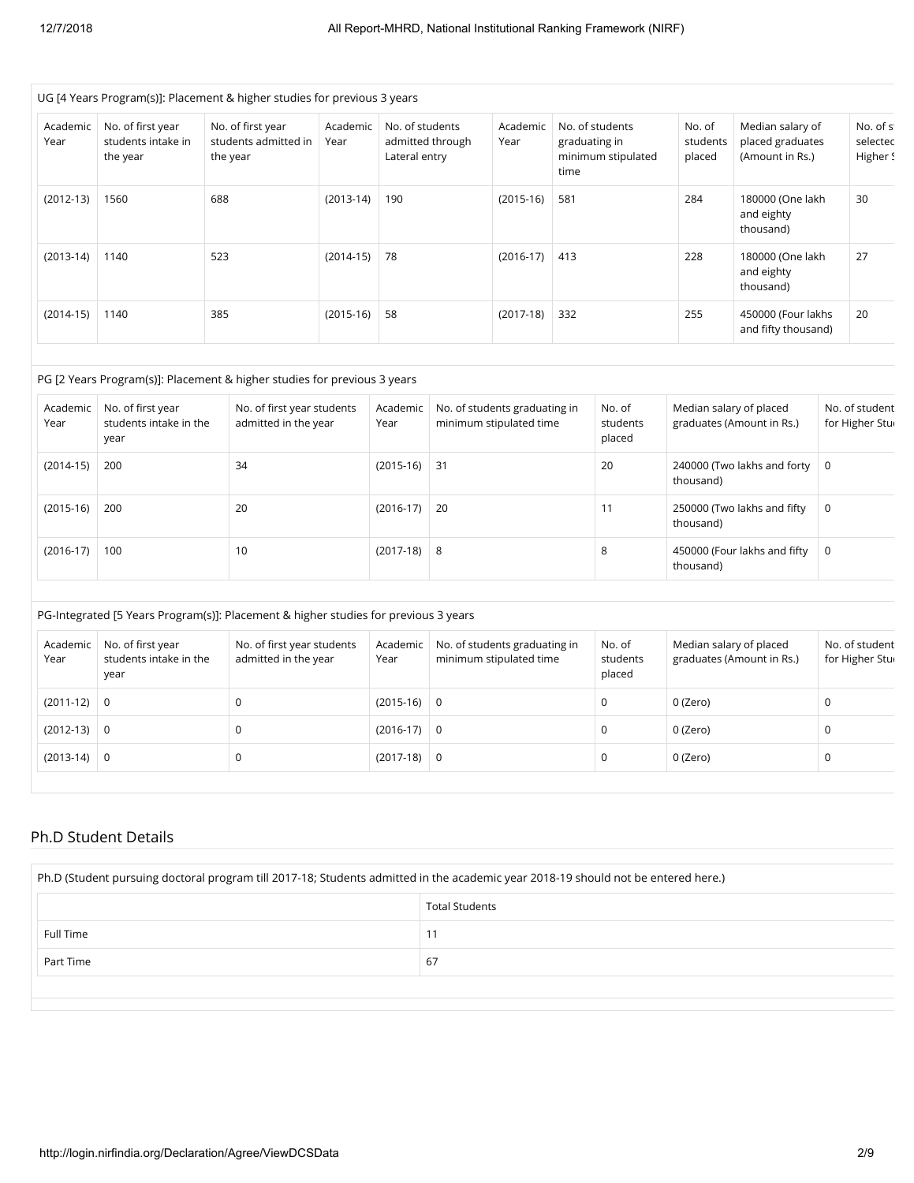UG [4 Years Program(s)]: Placement & higher studies for previous 3 years

| Academic Year | No. of first year students intake in the year | No. of first year students admitted in the year | Academic Year | No. of students admitted through Lateral entry | Academic Year | No. of students graduating in minimum stipulated time | No. of students placed | Median salary of placed graduates (Amount in Rs.) | No. of s selected Higher S |
|---|---|---|---|---|---|---|---|---|---|
| (2012-13) | 1560 | 688 | (2013-14) | 190 | (2015-16) | 581 | 284 | 180000 (One lakh and eighty thousand) | 30 |
| (2013-14) | 1140 | 523 | (2014-15) | 78 | (2016-17) | 413 | 228 | 180000 (One lakh and eighty thousand) | 27 |
| (2014-15) | 1140 | 385 | (2015-16) | 58 | (2017-18) | 332 | 255 | 450000 (Four lakhs and fifty thousand) | 20 |

PG [2 Years Program(s)]: Placement & higher studies for previous 3 years

| Academic Year | No. of first year students intake in the year | No. of first year students admitted in the year | Academic Year | No. of students graduating in minimum stipulated time | No. of students placed | Median salary of placed graduates (Amount in Rs.) | No. of student for Higher Stu |
|---|---|---|---|---|---|---|---|
| (2014-15) | 200 | 34 | (2015-16) | 31 | 20 | 240000 (Two lakhs and forty thousand) | 0 |
| (2015-16) | 200 | 20 | (2016-17) | 20 | 11 | 250000 (Two lakhs and fifty thousand) | 0 |
| (2016-17) | 100 | 10 | (2017-18) | 8 | 8 | 450000 (Four lakhs and fifty thousand) | 0 |

PG-Integrated [5 Years Program(s)]: Placement & higher studies for previous 3 years

| Academic Year | No. of first year students intake in the year | No. of first year students admitted in the year | Academic Year | No. of students graduating in minimum stipulated time | No. of students placed | Median salary of placed graduates (Amount in Rs.) | No. of student for Higher Stu |
|---|---|---|---|---|---|---|---|
| (2011-12) | 0 | 0 | (2015-16) | 0 | 0 | 0 (Zero) | 0 |
| (2012-13) | 0 | 0 | (2016-17) | 0 | 0 | 0 (Zero) | 0 |
| (2013-14) | 0 | 0 | (2017-18) | 0 | 0 | 0 (Zero) | 0 |

## Ph.D Student Details

Ph.D (Student pursuing doctoral program till 2017-18; Students admitted in the academic year 2018-19 should not be entered here.)

| | Total Students |
|---|---|
| Full Time | 11 |
| Part Time | 67 |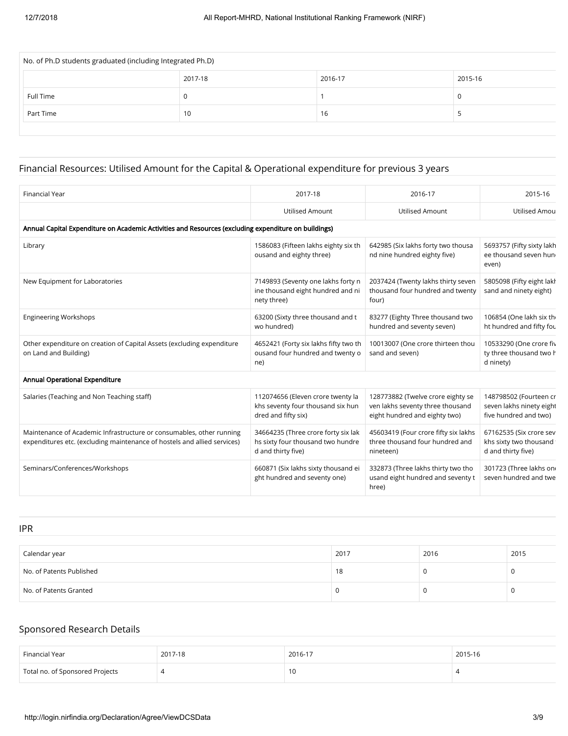| No. of Ph.D students graduated (including Integrated Ph.D) | | | |
|---|---|---|---|
| | 2017-18 | 2016-17 | 2015-16 |
| Full Time | 0 | 1 | 0 |
| Part Time | 10 | 16 | 5 |

## Financial Resources: Utilised Amount for the Capital & Operational expenditure for previous 3 years

| Financial Year | 2017-18 | 2016-17 | 2015-16 |
|---|---|---|---|
| | Utilised Amount | Utilised Amount | Utilised Amou |
| **Annual Capital Expenditure on Academic Activities and Resources (excluding expenditure on buildings)** | | | |
| Library | 1586083 (Fifteen lakhs eighty six thousand and eighty three) | 642985 (Six lakhs forty two thousand nine hundred eighty five) | 5693757 (Fifty sixty lakh ee thousand seven hun even) |
| New Equipment for Laboratories | 7149893 (Seventy one lakhs forty nine thousand eight hundred and ninety three) | 2037424 (Twenty lakhs thirty seven thousand four hundred and twenty four) | 5805098 (Fifty eight lakh sand and ninety eight) |
| Engineering Workshops | 63200 (Sixty three thousand and two hundred) | 83277 (Eighty Three thousand two hundred and seventy seven) | 106854 (One lakh six th ht hundred and fifty fou |
| Other expenditure on creation of Capital Assets (excluding expenditure on Land and Building) | 4652421 (Forty six lakhs fifty two thousand four hundred and twenty one) | 10013007 (One crore thirteen thousand and seven) | 10533290 (One crore fiv ty three thousand two h d ninety) |
| **Annual Operational Expenditure** | | | |
| Salaries (Teaching and Non Teaching staff) | 112074656 (Eleven crore twenty lakhs seventy four thousand six hundred and fifty six) | 128773882 (Twelve crore eighty seven lakhs seventy three thousand eight hundred and eighty two) | 148798502 (Fourteen cr seven lakhs ninety eight five hundred and two) |
| Maintenance of Academic Infrastructure or consumables, other running expenditures etc. (excluding maintenance of hostels and allied services) | 34664235 (Three crore forty six lakhs sixty four thousand two hundred and thirty five) | 45603419 (Four crore fifty six lakhs three thousand four hundred and nineteen) | 67162535 (Six crore sev khs sixty two thousand d and thirty five) |
| Seminars/Conferences/Workshops | 660871 (Six lakhs sixty thousand eight hundred and seventy one) | 332873 (Three lakhs thirty two thousand eight hundred and seventy three) | 301723 (Three lakhs on seven hundred and twe |

## IPR

| Calendar year | 2017 | 2016 | 2015 |
|---|---|---|---|
| No. of Patents Published | 18 | 0 | 0 |
| No. of Patents Granted | 0 | 0 | 0 |

## Sponsored Research Details

| Financial Year | 2017-18 | 2016-17 | 2015-16 |
|---|---|---|---|
| Total no. of Sponsored Projects | 4 | 10 | 4 |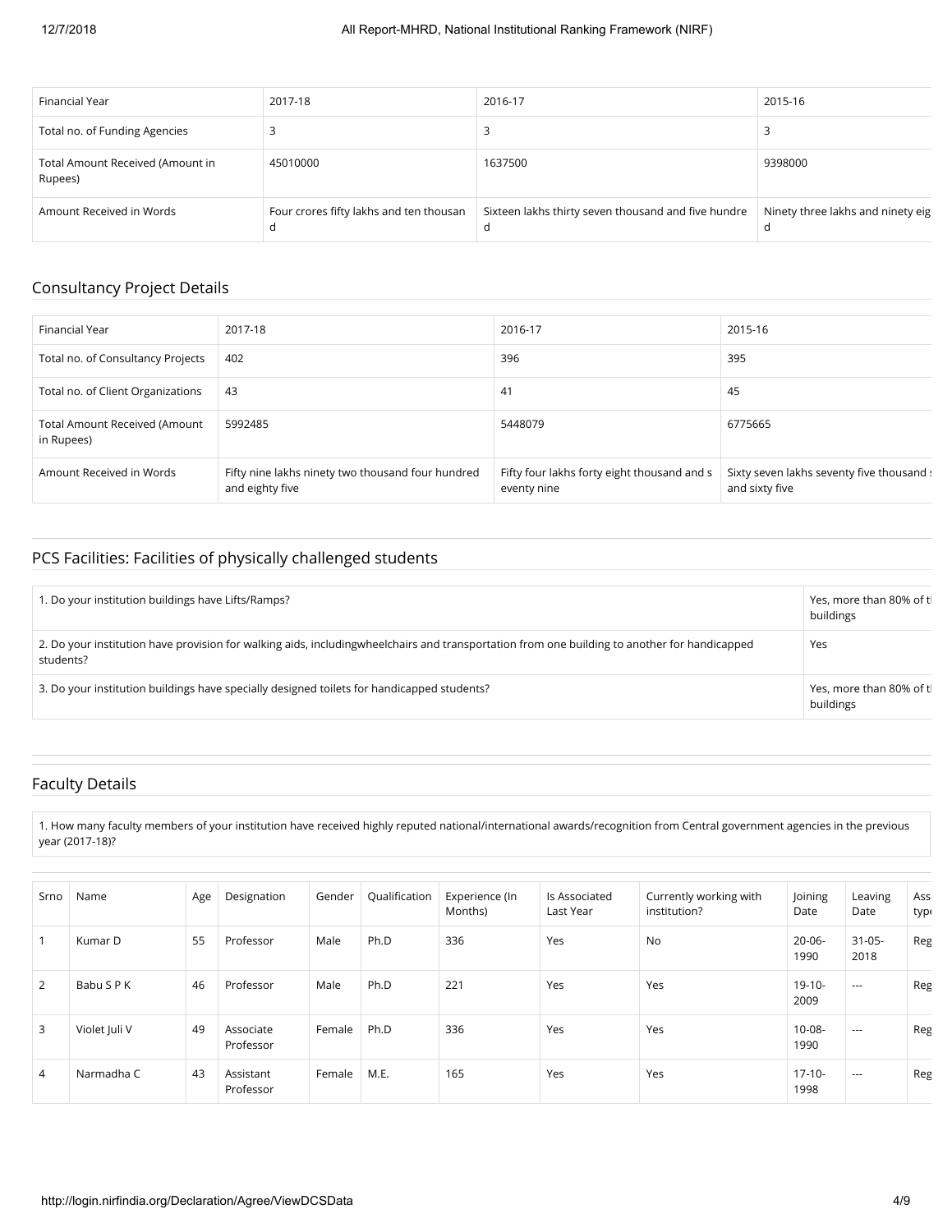| Financial Year | 2017-18 | 2016-17 | 2015-16 |
| --- | --- | --- | --- |
| Total no. of Funding Agencies | 3 | 3 | 3 |
| Total Amount Received (Amount in Rupees) | 45010000 | 1637500 | 9398000 |
| Amount Received in Words | Four crores fifty lakhs and ten thousand | Sixteen lakhs thirty seven thousand and five hundred | Ninety three lakhs and ninety eig d |

## Consultancy Project Details

| Financial Year | 2017-18 | 2016-17 | 2015-16 |
| --- | --- | --- | --- |
| Total no. of Consultancy Projects | 402 | 396 | 395 |
| Total no. of Client Organizations | 43 | 41 | 45 |
| Total Amount Received (Amount in Rupees) | 5992485 | 5448079 | 6775665 |
| Amount Received in Words | Fifty nine lakhs ninety two thousand four hundred and eighty five | Fifty four lakhs forty eight thousand and seventy nine | Sixty seven lakhs seventy five thousand and sixty five |

## PCS Facilities: Facilities of physically challenged students

| | |
| --- | --- |
| 1. Do your institution buildings have Lifts/Ramps? | Yes, more than 80% of the buildings |
| 2. Do your institution have provision for walking aids, includingwheelchairs and transportation from one building to another for handicapped students? | Yes |
| 3. Do your institution buildings have specially designed toilets for handicapped students? | Yes, more than 80% of the buildings |

## Faculty Details

1. How many faculty members of your institution have received highly reputed national/international awards/recognition from Central government agencies in the previous year (2017-18)?

| Srno | Name | Age | Designation | Gender | Qualification | Experience (In Months) | Is Associated Last Year | Currently working with institution? | Joining Date | Leaving Date | Ass typ |
| --- | --- | --- | --- | --- | --- | --- | --- | --- | --- | --- | --- |
| 1 | Kumar D | 55 | Professor | Male | Ph.D | 336 | Yes | No | 20-06-1990 | 31-05-2018 | Reg |
| 2 | Babu S P K | 46 | Professor | Male | Ph.D | 221 | Yes | Yes | 19-10-2009 | --- | Reg |
| 3 | Violet Juli V | 49 | Associate Professor | Female | Ph.D | 336 | Yes | Yes | 10-08-1990 | --- | Reg |
| 4 | Narmadha C | 43 | Assistant Professor | Female | M.E. | 165 | Yes | Yes | 17-10-1998 | --- | Reg |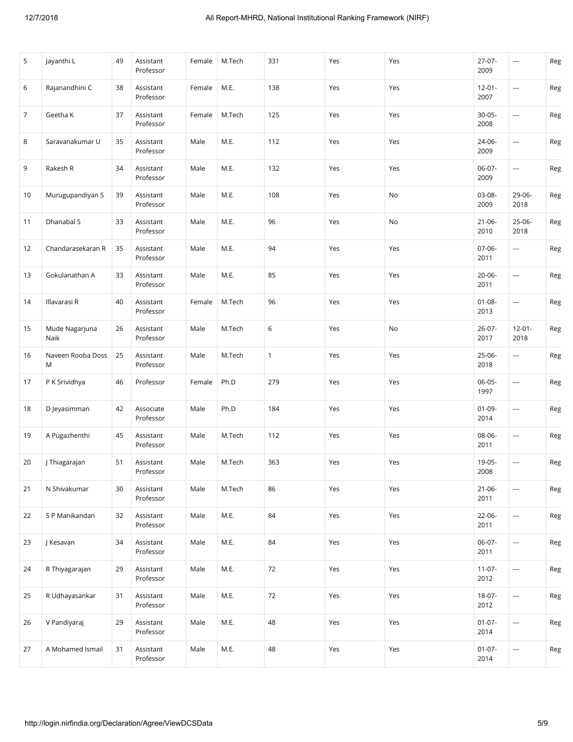| 5 | Jayanthi L | 49 | Assistant Professor | Female | M.Tech | 331 | Yes | Yes | 27-07-2009 | --- | Reg |
|---|---|---|---|---|---|---|---|---|---|---|---|
| 6 | Rajanandhini C | 38 | Assistant Professor | Female | M.E. | 138 | Yes | Yes | 12-01-2007 | --- | Reg |
| 7 | Geetha K | 37 | Assistant Professor | Female | M.Tech | 125 | Yes | Yes | 30-05-2008 | --- | Reg |
| 8 | Saravanakumar U | 35 | Assistant Professor | Male | M.E. | 112 | Yes | Yes | 24-06-2009 | --- | Reg |
| 9 | Rakesh R | 34 | Assistant Professor | Male | M.E. | 132 | Yes | Yes | 06-07-2009 | --- | Reg |
| 10 | Murugupandiyan S | 39 | Assistant Professor | Male | M.E. | 108 | Yes | No | 03-08-2009 | 29-06-2018 | Reg |
| 11 | Dhanabal S | 33 | Assistant Professor | Male | M.E. | 96 | Yes | No | 21-06-2010 | 25-06-2018 | Reg |
| 12 | Chandarasekaran R | 35 | Assistant Professor | Male | M.E. | 94 | Yes | Yes | 07-06-2011 | --- | Reg |
| 13 | Gokulanathan A | 33 | Assistant Professor | Male | M.E. | 85 | Yes | Yes | 20-06-2011 | --- | Reg |
| 14 | Illavarasi R | 40 | Assistant Professor | Female | M.Tech | 96 | Yes | Yes | 01-08-2013 | --- | Reg |
| 15 | Mude Nagarjuna Naik | 26 | Assistant Professor | Male | M.Tech | 6 | Yes | No | 26-07-2017 | 12-01-2018 | Reg |
| 16 | Naveen Rooba Doss M | 25 | Assistant Professor | Male | M.Tech | 1 | Yes | Yes | 25-06-2018 | --- | Reg |
| 17 | P K Srividhya | 46 | Professor | Female | Ph.D | 279 | Yes | Yes | 06-05-1997 | --- | Reg |
| 18 | D Jeyasimman | 42 | Associate Professor | Male | Ph.D | 184 | Yes | Yes | 01-09-2014 | --- | Reg |
| 19 | A Pugazhenthi | 45 | Assistant Professor | Male | M.Tech | 112 | Yes | Yes | 08-06-2011 | --- | Reg |
| 20 | J Thiagarajan | 51 | Assistant Professor | Male | M.Tech | 363 | Yes | Yes | 19-05-2008 | --- | Reg |
| 21 | N Shivakumar | 30 | Assistant Professor | Male | M.Tech | 86 | Yes | Yes | 21-06-2011 | --- | Reg |
| 22 | S P Manikandan | 32 | Assistant Professor | Male | M.E. | 84 | Yes | Yes | 22-06-2011 | --- | Reg |
| 23 | J Kesavan | 34 | Assistant Professor | Male | M.E. | 84 | Yes | Yes | 06-07-2011 | --- | Reg |
| 24 | R Thiyagarajan | 29 | Assistant Professor | Male | M.E. | 72 | Yes | Yes | 11-07-2012 | --- | Reg |
| 25 | R Udhayasankar | 31 | Assistant Professor | Male | M.E. | 72 | Yes | Yes | 18-07-2012 | --- | Reg |
| 26 | V Pandiyaraj | 29 | Assistant Professor | Male | M.E. | 48 | Yes | Yes | 01-07-2014 | --- | Reg |
| 27 | A Mohamed Ismail | 31 | Assistant Professor | Male | M.E. | 48 | Yes | Yes | 01-07-2014 | --- | Reg |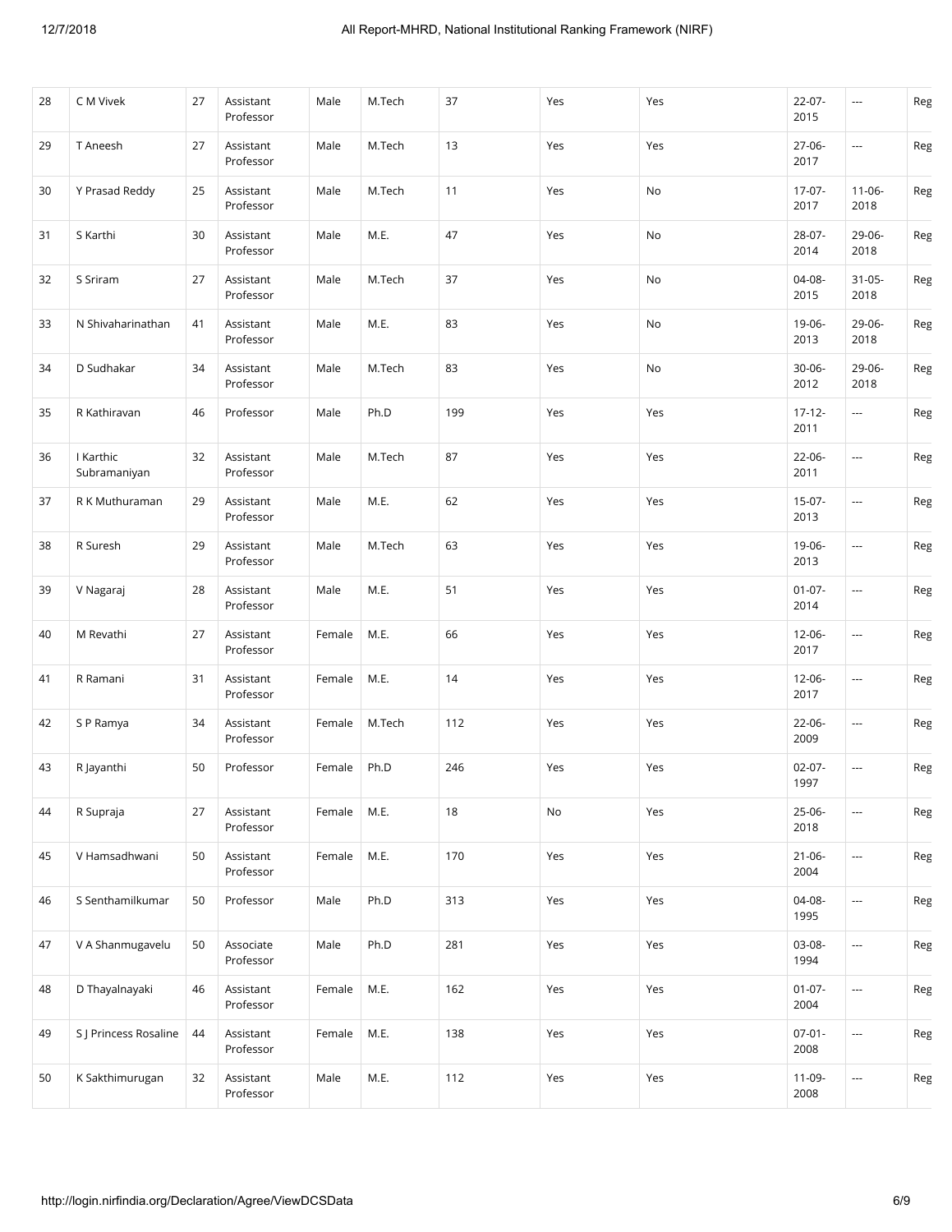| 28 | C M Vivek | 27 | Assistant Professor | Male | M.Tech | 37 | Yes | Yes | 22-07-2015 | --- | Reg |
|---|---|---|---|---|---|---|---|---|---|---|---|
| 29 | T Aneesh | 27 | Assistant Professor | Male | M.Tech | 13 | Yes | Yes | 27-06-2017 | --- | Reg |
| 30 | Y Prasad Reddy | 25 | Assistant Professor | Male | M.Tech | 11 | Yes | No | 17-07-2017 | 11-06-2018 | Reg |
| 31 | S Karthi | 30 | Assistant Professor | Male | M.E. | 47 | Yes | No | 28-07-2014 | 29-06-2018 | Reg |
| 32 | S Sriram | 27 | Assistant Professor | Male | M.Tech | 37 | Yes | No | 04-08-2015 | 31-05-2018 | Reg |
| 33 | N Shivaharinathan | 41 | Assistant Professor | Male | M.E. | 83 | Yes | No | 19-06-2013 | 29-06-2018 | Reg |
| 34 | D Sudhakar | 34 | Assistant Professor | Male | M.Tech | 83 | Yes | No | 30-06-2012 | 29-06-2018 | Reg |
| 35 | R Kathiravan | 46 | Professor | Male | Ph.D | 199 | Yes | Yes | 17-12-2011 | --- | Reg |
| 36 | I Karthic Subramaniyan | 32 | Assistant Professor | Male | M.Tech | 87 | Yes | Yes | 22-06-2011 | --- | Reg |
| 37 | R K Muthuraman | 29 | Assistant Professor | Male | M.E. | 62 | Yes | Yes | 15-07-2013 | --- | Reg |
| 38 | R Suresh | 29 | Assistant Professor | Male | M.Tech | 63 | Yes | Yes | 19-06-2013 | --- | Reg |
| 39 | V Nagaraj | 28 | Assistant Professor | Male | M.E. | 51 | Yes | Yes | 01-07-2014 | --- | Reg |
| 40 | M Revathi | 27 | Assistant Professor | Female | M.E. | 66 | Yes | Yes | 12-06-2017 | --- | Reg |
| 41 | R Ramani | 31 | Assistant Professor | Female | M.E. | 14 | Yes | Yes | 12-06-2017 | --- | Reg |
| 42 | S P Ramya | 34 | Assistant Professor | Female | M.Tech | 112 | Yes | Yes | 22-06-2009 | --- | Reg |
| 43 | R Jayanthi | 50 | Professor | Female | Ph.D | 246 | Yes | Yes | 02-07-1997 | --- | Reg |
| 44 | R Supraja | 27 | Assistant Professor | Female | M.E. | 18 | No | Yes | 25-06-2018 | --- | Reg |
| 45 | V Hamsadhwani | 50 | Assistant Professor | Female | M.E. | 170 | Yes | Yes | 21-06-2004 | --- | Reg |
| 46 | S Senthamilkumar | 50 | Professor | Male | Ph.D | 313 | Yes | Yes | 04-08-1995 | --- | Reg |
| 47 | V A Shanmugavelu | 50 | Associate Professor | Male | Ph.D | 281 | Yes | Yes | 03-08-1994 | --- | Reg |
| 48 | D Thayalnayaki | 46 | Assistant Professor | Female | M.E. | 162 | Yes | Yes | 01-07-2004 | --- | Reg |
| 49 | S J Princess Rosaline | 44 | Assistant Professor | Female | M.E. | 138 | Yes | Yes | 07-01-2008 | --- | Reg |
| 50 | K Sakthimurugan | 32 | Assistant Professor | Male | M.E. | 112 | Yes | Yes | 11-09-2008 | --- | Reg |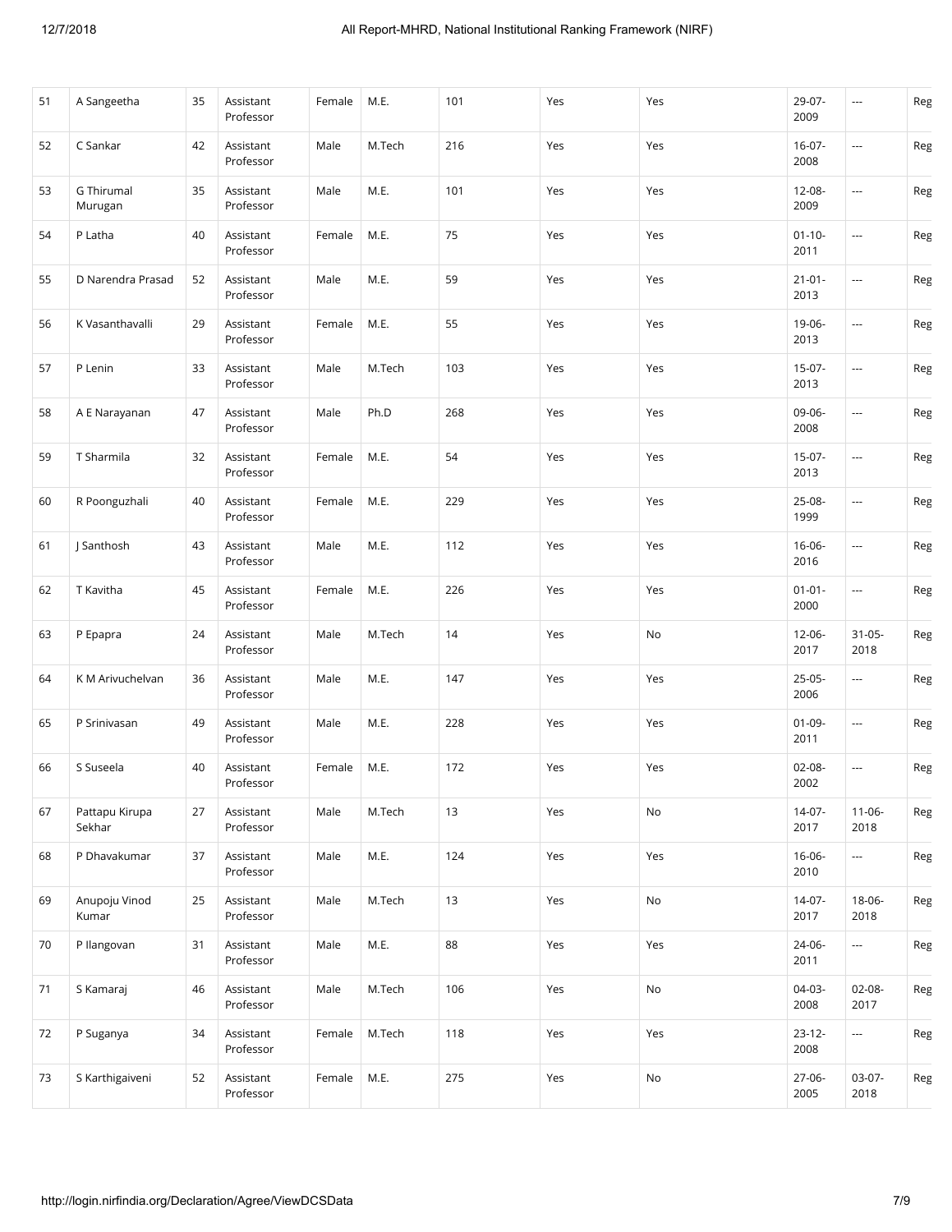| 51 | A Sangeetha | 35 | Assistant Professor | Female | M.E. | 101 | Yes | Yes | 29-07-2009 | --- | Reg |
|---|---|---|---|---|---|---|---|---|---|---|---|
| 52 | C Sankar | 42 | Assistant Professor | Male | M.Tech | 216 | Yes | Yes | 16-07-2008 | --- | Reg |
| 53 | G Thirumal Murugan | 35 | Assistant Professor | Male | M.E. | 101 | Yes | Yes | 12-08-2009 | --- | Reg |
| 54 | P Latha | 40 | Assistant Professor | Female | M.E. | 75 | Yes | Yes | 01-10-2011 | --- | Reg |
| 55 | D Narendra Prasad | 52 | Assistant Professor | Male | M.E. | 59 | Yes | Yes | 21-01-2013 | --- | Reg |
| 56 | K Vasanthavalli | 29 | Assistant Professor | Female | M.E. | 55 | Yes | Yes | 19-06-2013 | --- | Reg |
| 57 | P Lenin | 33 | Assistant Professor | Male | M.Tech | 103 | Yes | Yes | 15-07-2013 | --- | Reg |
| 58 | A E Narayanan | 47 | Assistant Professor | Male | Ph.D | 268 | Yes | Yes | 09-06-2008 | --- | Reg |
| 59 | T Sharmila | 32 | Assistant Professor | Female | M.E. | 54 | Yes | Yes | 15-07-2013 | --- | Reg |
| 60 | R Poonguzhali | 40 | Assistant Professor | Female | M.E. | 229 | Yes | Yes | 25-08-1999 | --- | Reg |
| 61 | J Santhosh | 43 | Assistant Professor | Male | M.E. | 112 | Yes | Yes | 16-06-2016 | --- | Reg |
| 62 | T Kavitha | 45 | Assistant Professor | Female | M.E. | 226 | Yes | Yes | 01-01-2000 | --- | Reg |
| 63 | P Epapra | 24 | Assistant Professor | Male | M.Tech | 14 | Yes | No | 12-06-2017 | 31-05-2018 | Reg |
| 64 | K M Arivuchelvan | 36 | Assistant Professor | Male | M.E. | 147 | Yes | Yes | 25-05-2006 | --- | Reg |
| 65 | P Srinivasan | 49 | Assistant Professor | Male | M.E. | 228 | Yes | Yes | 01-09-2011 | --- | Reg |
| 66 | S Suseela | 40 | Assistant Professor | Female | M.E. | 172 | Yes | Yes | 02-08-2002 | --- | Reg |
| 67 | Pattapu Kirupa Sekhar | 27 | Assistant Professor | Male | M.Tech | 13 | Yes | No | 14-07-2017 | 11-06-2018 | Reg |
| 68 | P Dhavakumar | 37 | Assistant Professor | Male | M.E. | 124 | Yes | Yes | 16-06-2010 | --- | Reg |
| 69 | Anupoju Vinod Kumar | 25 | Assistant Professor | Male | M.Tech | 13 | Yes | No | 14-07-2017 | 18-06-2018 | Reg |
| 70 | P Ilangovan | 31 | Assistant Professor | Male | M.E. | 88 | Yes | Yes | 24-06-2011 | --- | Reg |
| 71 | S Kamaraj | 46 | Assistant Professor | Male | M.Tech | 106 | Yes | No | 04-03-2008 | 02-08-2017 | Reg |
| 72 | P Suganya | 34 | Assistant Professor | Female | M.Tech | 118 | Yes | Yes | 23-12-2008 | --- | Reg |
| 73 | S Karthigaiveni | 52 | Assistant Professor | Female | M.E. | 275 | Yes | No | 27-06-2005 | 03-07-2018 | Reg |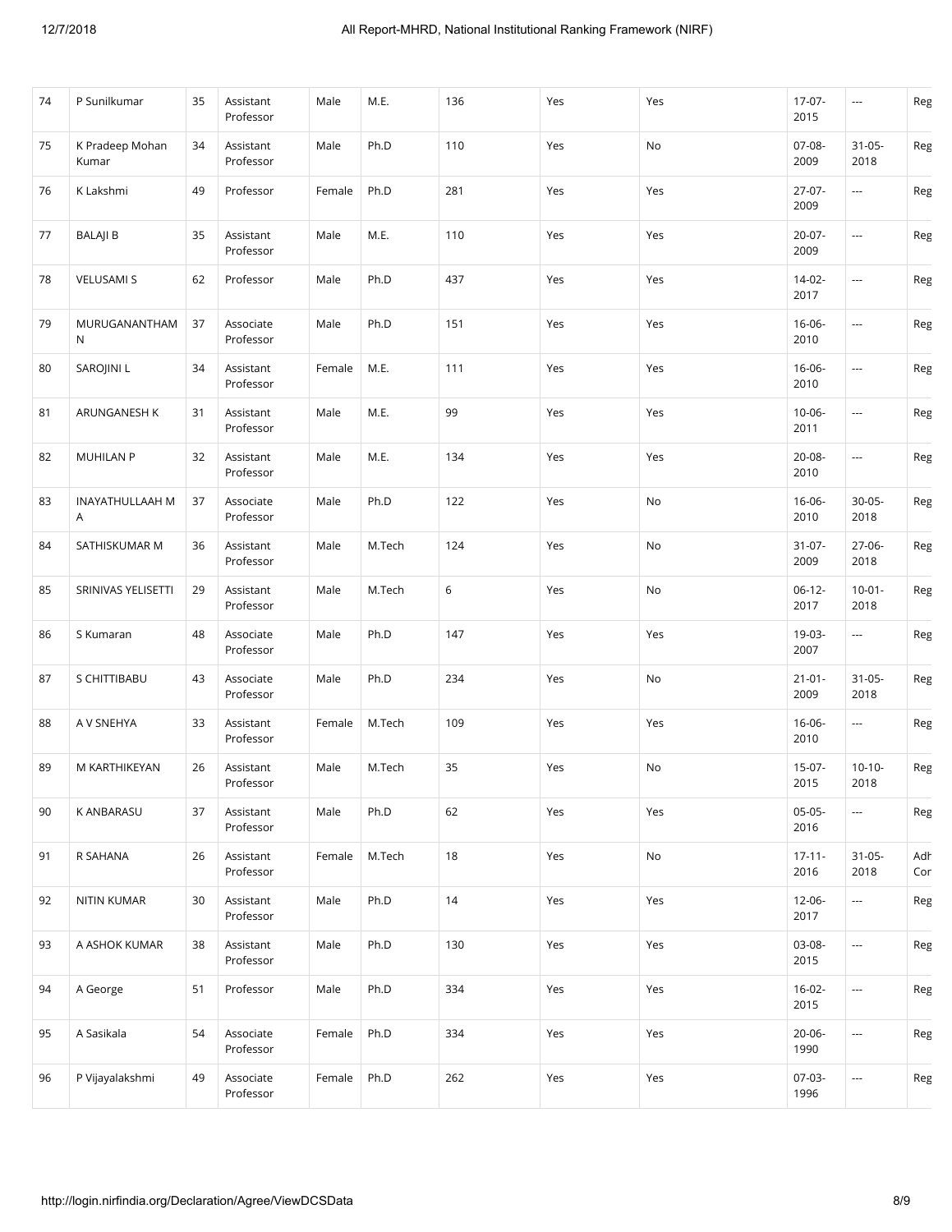| 74 | P Sunilkumar | 35 | Assistant Professor | Male | M.E. | 136 | Yes | Yes | 17-07-2015 | --- | Reg |
|---|---|---|---|---|---|---|---|---|---|---|---|
| 75 | K Pradeep Mohan Kumar | 34 | Assistant Professor | Male | Ph.D | 110 | Yes | No | 07-08-2009 | 31-05-2018 | Reg |
| 76 | K Lakshmi | 49 | Professor | Female | Ph.D | 281 | Yes | Yes | 27-07-2009 | --- | Reg |
| 77 | BALAJI B | 35 | Assistant Professor | Male | M.E. | 110 | Yes | Yes | 20-07-2009 | --- | Reg |
| 78 | VELUSAMI S | 62 | Professor | Male | Ph.D | 437 | Yes | Yes | 14-02-2017 | --- | Reg |
| 79 | MURUGANANTHAM N | 37 | Associate Professor | Male | Ph.D | 151 | Yes | Yes | 16-06-2010 | --- | Reg |
| 80 | SAROJINI L | 34 | Assistant Professor | Female | M.E. | 111 | Yes | Yes | 16-06-2010 | --- | Reg |
| 81 | ARUNGANESH K | 31 | Assistant Professor | Male | M.E. | 99 | Yes | Yes | 10-06-2011 | --- | Reg |
| 82 | MUHILAN P | 32 | Assistant Professor | Male | M.E. | 134 | Yes | Yes | 20-08-2010 | --- | Reg |
| 83 | INAYATHULLAAH M A | 37 | Associate Professor | Male | Ph.D | 122 | Yes | No | 16-06-2010 | 30-05-2018 | Reg |
| 84 | SATHISKUMAR M | 36 | Assistant Professor | Male | M.Tech | 124 | Yes | No | 31-07-2009 | 27-06-2018 | Reg |
| 85 | SRINIVAS YELISETTI | 29 | Assistant Professor | Male | M.Tech | 6 | Yes | No | 06-12-2017 | 10-01-2018 | Reg |
| 86 | S Kumaran | 48 | Associate Professor | Male | Ph.D | 147 | Yes | Yes | 19-03-2007 | --- | Reg |
| 87 | S CHITTIBABU | 43 | Associate Professor | Male | Ph.D | 234 | Yes | No | 21-01-2009 | 31-05-2018 | Reg |
| 88 | A V SNEHYA | 33 | Assistant Professor | Female | M.Tech | 109 | Yes | Yes | 16-06-2010 | --- | Reg |
| 89 | M KARTHIKEYAN | 26 | Assistant Professor | Male | M.Tech | 35 | Yes | No | 15-07-2015 | 10-10-2018 | Reg |
| 90 | K ANBARASU | 37 | Assistant Professor | Male | Ph.D | 62 | Yes | Yes | 05-05-2016 | --- | Reg |
| 91 | R SAHANA | 26 | Assistant Professor | Female | M.Tech | 18 | Yes | No | 17-11-2016 | 31-05-2018 | Adh Con |
| 92 | NITIN KUMAR | 30 | Assistant Professor | Male | Ph.D | 14 | Yes | Yes | 12-06-2017 | --- | Reg |
| 93 | A ASHOK KUMAR | 38 | Assistant Professor | Male | Ph.D | 130 | Yes | Yes | 03-08-2015 | --- | Reg |
| 94 | A George | 51 | Professor | Male | Ph.D | 334 | Yes | Yes | 16-02-2015 | --- | Reg |
| 95 | A Sasikala | 54 | Associate Professor | Female | Ph.D | 334 | Yes | Yes | 20-06-1990 | --- | Reg |
| 96 | P Vijayalakshmi | 49 | Associate Professor | Female | Ph.D | 262 | Yes | Yes | 07-03-1996 | --- | Reg |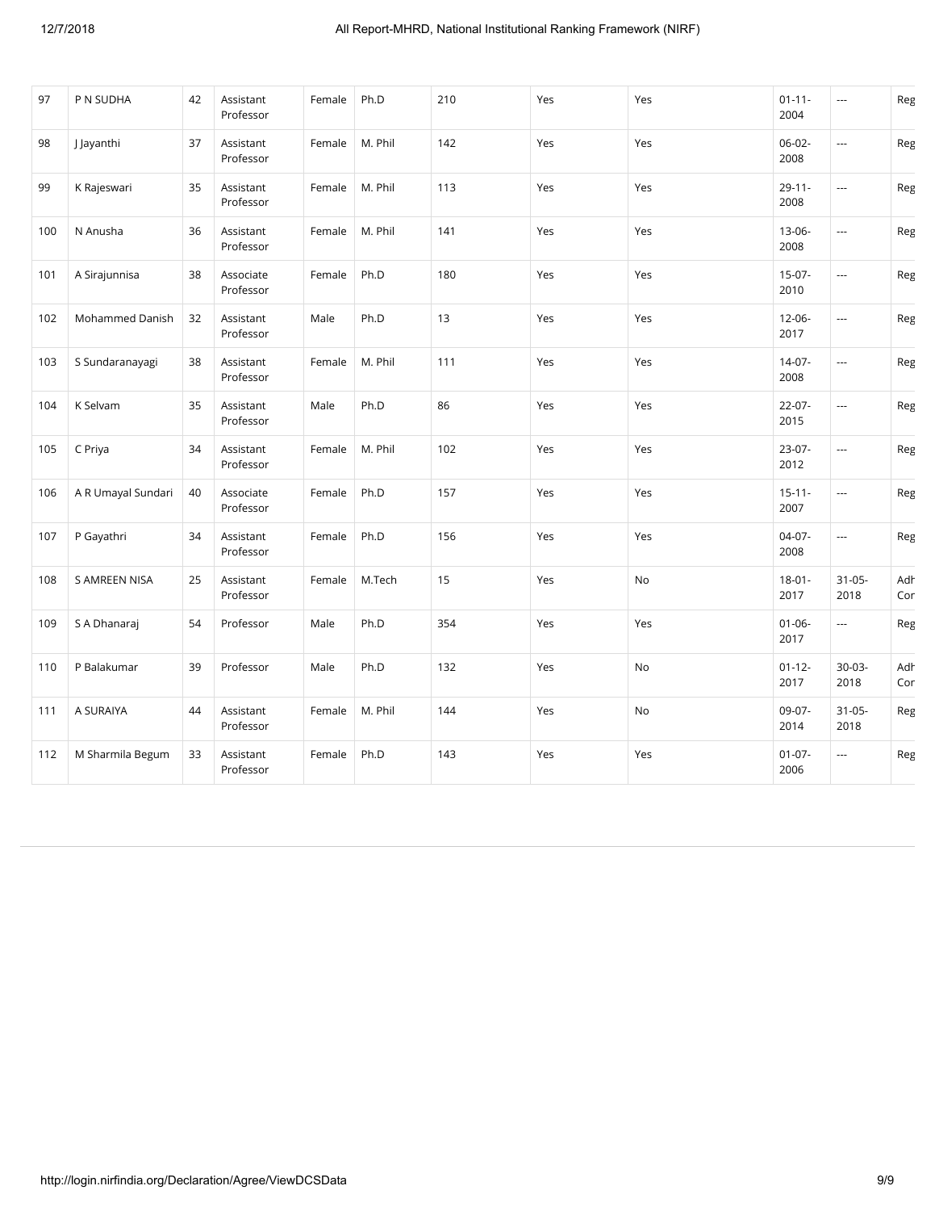| | | | | | | | | | | | |
|---|---|---|---|---|---|---|---|---|---|---|---|
| 97 | P N SUDHA | 42 | Assistant Professor | Female | Ph.D | 210 | Yes | Yes | 01-11-2004 | --- | Reg |
| 98 | J Jayanthi | 37 | Assistant Professor | Female | M. Phil | 142 | Yes | Yes | 06-02-2008 | --- | Reg |
| 99 | K Rajeswari | 35 | Assistant Professor | Female | M. Phil | 113 | Yes | Yes | 29-11-2008 | --- | Reg |
| 100 | N Anusha | 36 | Assistant Professor | Female | M. Phil | 141 | Yes | Yes | 13-06-2008 | --- | Reg |
| 101 | A Sirajunnisa | 38 | Associate Professor | Female | Ph.D | 180 | Yes | Yes | 15-07-2010 | --- | Reg |
| 102 | Mohammed Danish | 32 | Assistant Professor | Male | Ph.D | 13 | Yes | Yes | 12-06-2017 | --- | Reg |
| 103 | S Sundaranayagi | 38 | Assistant Professor | Female | M. Phil | 111 | Yes | Yes | 14-07-2008 | --- | Reg |
| 104 | K Selvam | 35 | Assistant Professor | Male | Ph.D | 86 | Yes | Yes | 22-07-2015 | --- | Reg |
| 105 | C Priya | 34 | Assistant Professor | Female | M. Phil | 102 | Yes | Yes | 23-07-2012 | --- | Reg |
| 106 | A R Umayal Sundari | 40 | Associate Professor | Female | Ph.D | 157 | Yes | Yes | 15-11-2007 | --- | Reg |
| 107 | P Gayathri | 34 | Assistant Professor | Female | Ph.D | 156 | Yes | Yes | 04-07-2008 | --- | Reg |
| 108 | S AMREEN NISA | 25 | Assistant Professor | Female | M.Tech | 15 | Yes | No | 18-01-2017 | 31-05-2018 | Adh Con |
| 109 | S A Dhanaraj | 54 | Professor | Male | Ph.D | 354 | Yes | Yes | 01-06-2017 | --- | Reg |
| 110 | P Balakumar | 39 | Professor | Male | Ph.D | 132 | Yes | No | 01-12-2017 | 30-03-2018 | Adh Con |
| 111 | A SURAIYA | 44 | Assistant Professor | Female | M. Phil | 144 | Yes | No | 09-07-2014 | 31-05-2018 | Reg |
| 112 | M Sharmila Begum | 33 | Assistant Professor | Female | Ph.D | 143 | Yes | Yes | 01-07-2006 | --- | Reg |